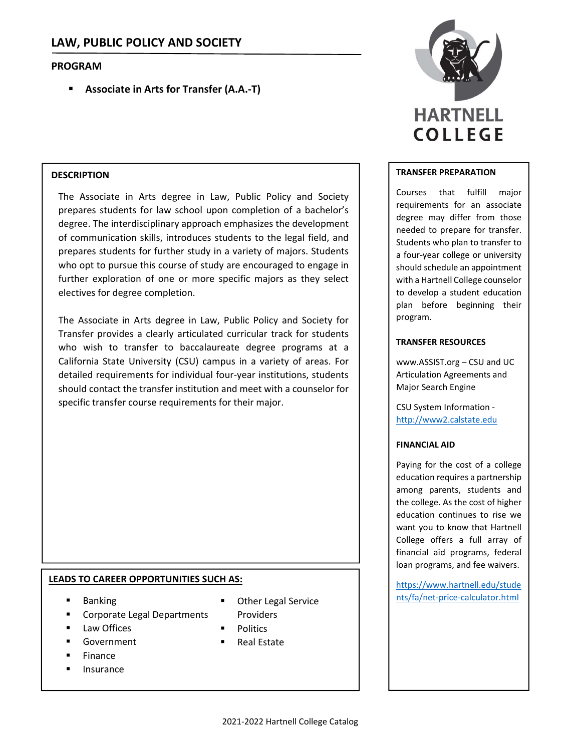# LAW, PUBLIC POLICY AND SOCIETY

## PROGRAM

- **Associate in Arts for Transfer (A.A.-T)**

HARTNELL COLLEGE

### DESCRIPTION

The Associate in Arts degree in Law, Public Policy and Society prepares students for law school upon completion of a bachelor's degree. The interdisciplinary approach emphasizes the development of communication skills, introduces students to the legal field, and prepares students for further study in a variety of majors. Students who opt to pursue this course of study are encouraged to engage in further exploration of one or more specific majors as they select electives for degree completion.

The Associate in Arts degree in Law, Public Policy and Society for Transfer provides a clearly articulated curricular track for students who wish to transfer to baccalaureate degree programs at a California State University (CSU) campus in a variety of areas. For detailed requirements for individual four-year institutions, students should contact the transfer institution and meet with a counselor for specific transfer course requirements for their major.

### LEADS TO CAREER OPPORTUNITIES SUCH AS:

- Banking
- Corporate Legal Departments
- Law Offices
- Government
- Finance
- Insurance
- Other Legal Service Providers
- Politics
- Real Estate

### TRANSFER PREPARATION

Courses that fulfill major requirements for an associate degree may differ from those needed to prepare for transfer. Students who plan to transfer to a four-year college or university should schedule an appointment with a Hartnell College counselor to develop a student education plan before beginning their program.

### TRANSFER RESOURCES

www.ASSIST.org – CSU and UC Articulation Agreements and Major Search Engine

CSU System Information - http://www2.calstate.edu

### FINANCIAL AID

Paying for the cost of a college education requires a partnership among parents, students and the college. As the cost of higher education continues to rise we want you to know that Hartnell College offers a full array of financial aid programs, federal loan programs, and fee waivers.

https://www.hartnell.edu/students/fa/net-price-calculator.html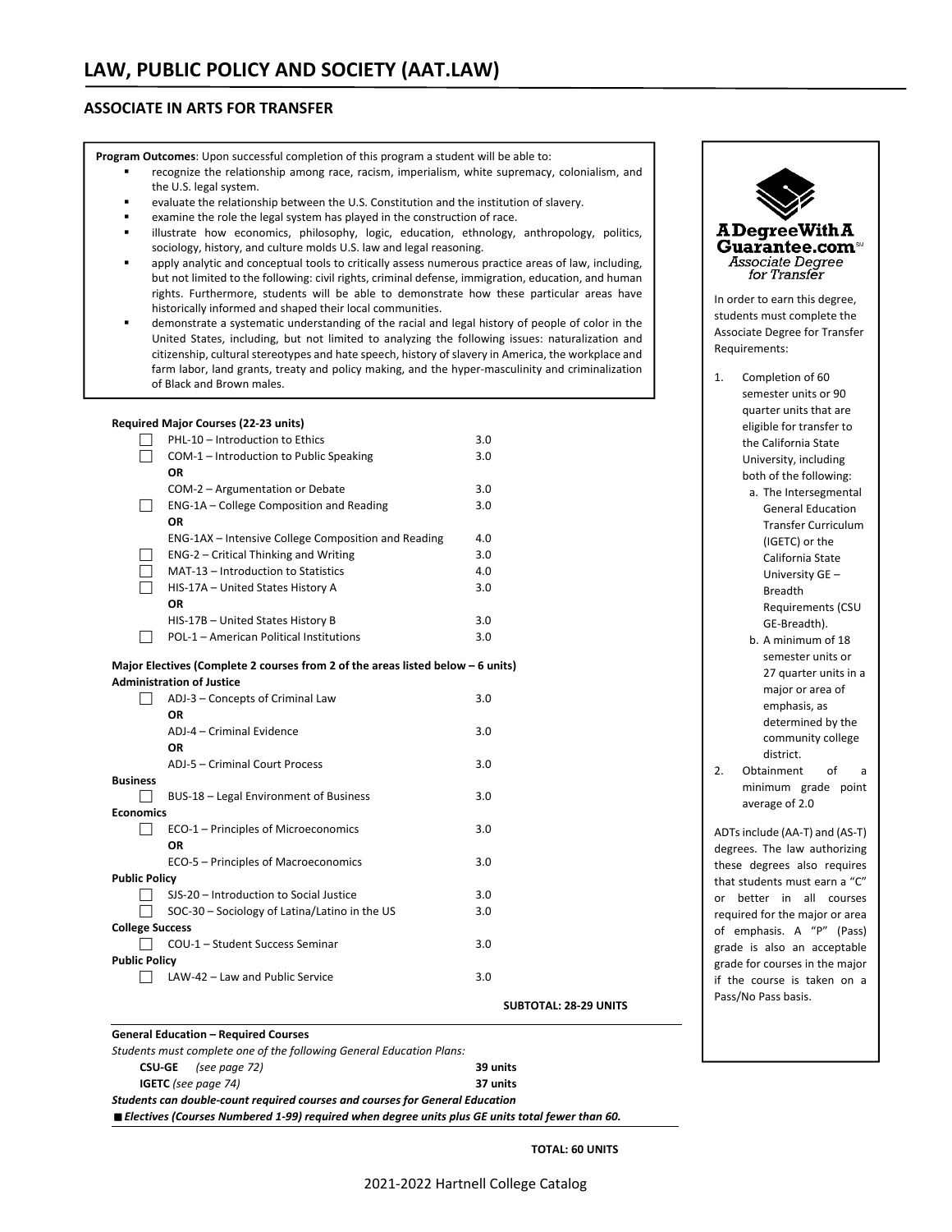# LAW, PUBLIC POLICY AND SOCIETY (AAT.LAW)

## ASSOCIATE IN ARTS FOR TRANSFER

**Program Outcomes**: Upon successful completion of this program a student will be able to:

- recognize the relationship among race, racism, imperialism, white supremacy, colonialism, and the U.S. legal system.
- evaluate the relationship between the U.S. Constitution and the institution of slavery.
- examine the role the legal system has played in the construction of race.
- illustrate how economics, philosophy, logic, education, ethnology, anthropology, politics, sociology, history, and culture molds U.S. law and legal reasoning.
- apply analytic and conceptual tools to critically assess numerous practice areas of law, including, but not limited to the following: civil rights, criminal defense, immigration, education, and human rights. Furthermore, students will be able to demonstrate how these particular areas have historically informed and shaped their local communities.
- demonstrate a systematic understanding of the racial and legal history of people of color in the United States, including, but not limited to analyzing the following issues: naturalization and citizenship, cultural stereotypes and hate speech, history of slavery in America, the workplace and farm labor, land grants, treaty and policy making, and the hyper-masculinity and criminalization of Black and Brown males.

**Required Major Courses (22-23 units)**

| | Course | Units |
|---|---|---|
| ☐ | PHL-10 – Introduction to Ethics | 3.0 |
| ☐ | COM-1 – Introduction to Public Speaking | 3.0 |
| | **OR** | |
| | COM-2 – Argumentation or Debate | 3.0 |
| ☐ | ENG-1A – College Composition and Reading | 3.0 |
| | **OR** | |
| | ENG-1AX – Intensive College Composition and Reading | 4.0 |
| ☐ | ENG-2 – Critical Thinking and Writing | 3.0 |
| ☐ | MAT-13 – Introduction to Statistics | 4.0 |
| ☐ | HIS-17A – United States History A | 3.0 |
| | **OR** | |
| | HIS-17B – United States History B | 3.0 |
| ☐ | POL-1 – American Political Institutions | 3.0 |

**Major Electives (Complete 2 courses from 2 of the areas listed below – 6 units)**

| | Course | Units |
|---|---|---|
| **Administration of Justice** | | |
| ☐ | ADJ-3 – Concepts of Criminal Law | 3.0 |
| | **OR** | |
| | ADJ-4 – Criminal Evidence | 3.0 |
| | **OR** | |
| | ADJ-5 – Criminal Court Process | 3.0 |
| **Business** | | |
| ☐ | BUS-18 – Legal Environment of Business | 3.0 |
| **Economics** | | |
| ☐ | ECO-1 – Principles of Microeconomics | 3.0 |
| | **OR** | |
| | ECO-5 – Principles of Macroeconomics | 3.0 |
| **Public Policy** | | |
| ☐ | SJS-20 – Introduction to Social Justice | 3.0 |
| ☐ | SOC-30 – Sociology of Latina/Latino in the US | 3.0 |
| **College Success** | | |
| ☐ | COU-1 – Student Success Seminar | 3.0 |
| **Public Policy** | | |
| ☐ | LAW-42 – Law and Public Service | 3.0 |

**SUBTOTAL: 28-29 UNITS**

**General Education – Required Courses**

*Students must complete one of the following General Education Plans:*

| | |
|---|---|
| **CSU-GE** *(see page 72)* | **39 units** |
| **IGETC** *(see page 74)* | **37 units** |

***Students can double-count required courses and courses for General Education***

■ ***Electives (Courses Numbered 1-99) required when degree units plus GE units total fewer than 60.***

**TOTAL: 60 UNITS**

**A Degree With A Guarantee.com**
*Associate Degree for Transfer*

In order to earn this degree, students must complete the Associate Degree for Transfer Requirements:

1. Completion of 60 semester units or 90 quarter units that are eligible for transfer to the California State University, including both of the following:
   a. The Intersegmental General Education Transfer Curriculum (IGETC) or the California State University GE – Breadth Requirements (CSU GE-Breadth).
   b. A minimum of 18 semester units or 27 quarter units in a major or area of emphasis, as determined by the community college district.
2. Obtainment of a minimum grade point average of 2.0

ADTs include (AA-T) and (AS-T) degrees. The law authorizing these degrees also requires that students must earn a "C" or better in all courses required for the major or area of emphasis. A "P" (Pass) grade is also an acceptable grade for courses in the major if the course is taken on a Pass/No Pass basis.